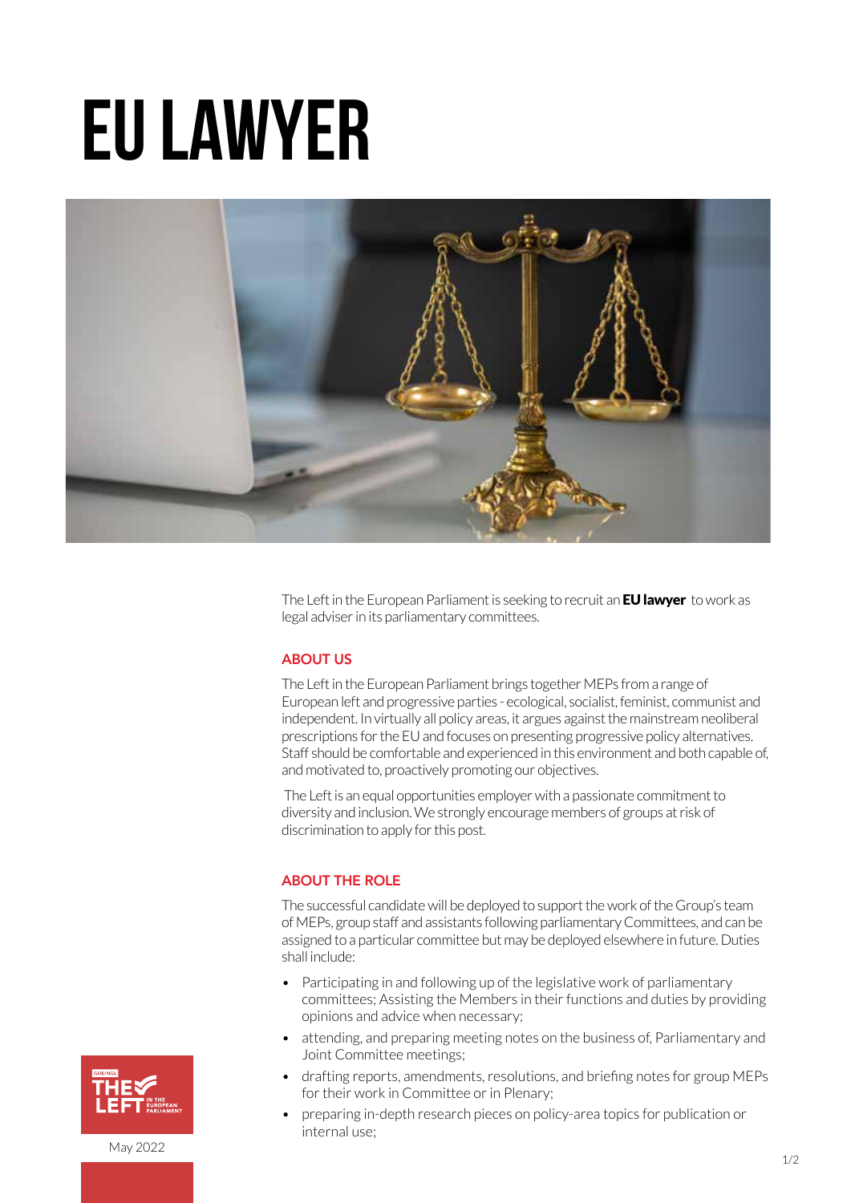# EU LAWYER

The Left in the European Parliament is seeking to recruit an **EU lawyer** to work as legal adviser in its parliamentary committees.

## ABOUT US

The Left in the European Parliament brings together MEPs from a range of European left and progressive parties - ecological, socialist, feminist, communist and independent. In virtually all policy areas, it argues against the mainstream neoliberal prescriptions for the EU and focuses on presenting progressive policy alternatives. Staff should be comfortable and experienced in this environment and both capable of, and motivated to, proactively promoting our objectives.

The Left is an equal opportunities employer with a passionate commitment to diversity and inclusion. We strongly encourage members of groups at risk of discrimination to apply for this post.

## ABOUT THE ROLE

The successful candidate will be deployed to support the work of the Group's team of MEPs, group staff and assistants following parliamentary Committees, and can be assigned to a particular committee but may be deployed elsewhere in future. Duties shall include:

- Participating in and following up of the legislative work of parliamentary committees; Assisting the Members in their functions and duties by providing opinions and advice when necessary;
- attending, and preparing meeting notes on the business of, Parliamentary and Joint Committee meetings;
- drafting reports, amendments, resolutions, and briefing notes for group MEPs for their work in Committee or in Plenary;
- preparing in-depth research pieces on policy-area topics for publication or internal use;

May 2022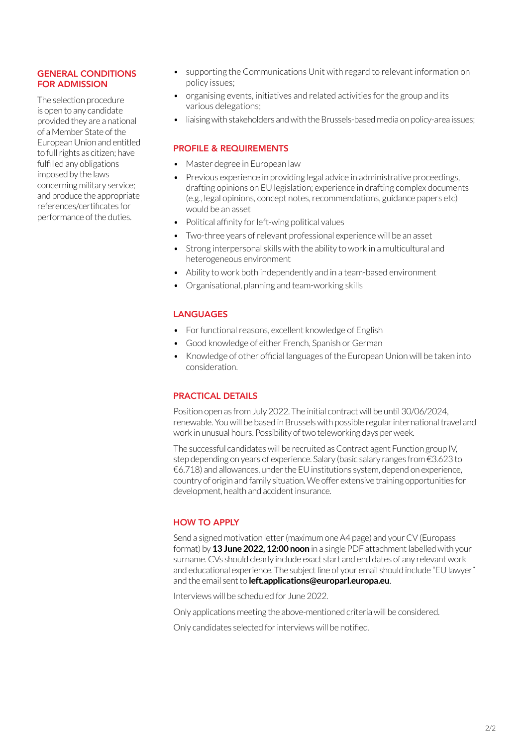## GENERAL CONDITIONS FOR ADMISSION

The selection procedure is open to any candidate provided they are a national of a Member State of the European Union and entitled to full rights as citizen; have fulfilled any obligations imposed by the laws concerning military service; and produce the appropriate references/certificates for performance of the duties.

- supporting the Communications Unit with regard to relevant information on policy issues;
- organising events, initiatives and related activities for the group and its various delegations;
- liaising with stakeholders and with the Brussels-based media on policy-area issues;

## PROFILE & REQUIREMENTS

- Master degree in European law
- Previous experience in providing legal advice in administrative proceedings, drafting opinions on EU legislation; experience in drafting complex documents (e.g., legal opinions, concept notes, recommendations, guidance papers etc) would be an asset
- Political affinity for left-wing political values
- Two-three years of relevant professional experience will be an asset
- Strong interpersonal skills with the ability to work in a multicultural and heterogeneous environment
- Ability to work both independently and in a team-based environment
- Organisational, planning and team-working skills

## LANGUAGES

- For functional reasons, excellent knowledge of English
- Good knowledge of either French, Spanish or German
- Knowledge of other official languages of the European Union will be taken into consideration.

## PRACTICAL DETAILS

Position open as from July 2022. The initial contract will be until 30/06/2024, renewable. You will be based in Brussels with possible regular international travel and work in unusual hours. Possibility of two teleworking days per week.

The successful candidates will be recruited as Contract agent Function group IV, step depending on years of experience. Salary (basic salary ranges from €3.623 to €6.718) and allowances, under the EU institutions system, depend on experience, country of origin and family situation. We offer extensive training opportunities for development, health and accident insurance.

## HOW TO APPLY

Send a signed motivation letter (maximum one A4 page) and your CV (Europass format) by **13 June 2022, 12:00 noon** in a single PDF attachment labelled with your surname. CVs should clearly include exact start and end dates of any relevant work and educational experience. The subject line of your email should include "EU lawyer" and the email sent to **left.applications@europarl.europa.eu**.

Interviews will be scheduled for June 2022.

Only applications meeting the above-mentioned criteria will be considered.

Only candidates selected for interviews will be notified.